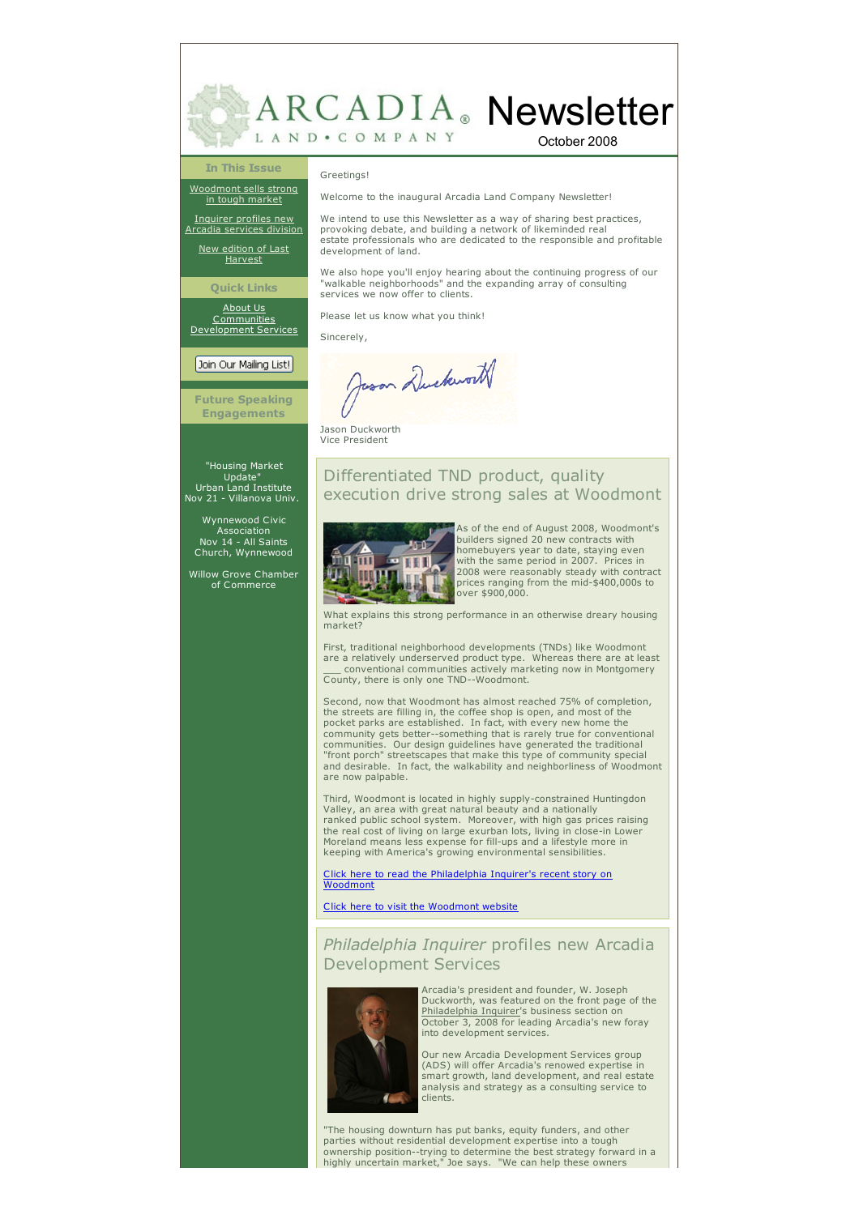# ARCADIA LAND • COMPANY Newsletter

October 2008

## In This Issue

Woodmont sells strong in tough market

Inquirer profiles new Arcadia services division

New edition of Last Harvest

## Quick Links

About Us
Communities
Development Services

Join Our Mailing List!

## Future Speaking Engagements

"Housing Market Update"
Urban Land Institute
Nov 21 - Villanova Univ.

Wynnewood Civic Association
Nov 14 - All Saints Church, Wynnewood

Willow Grove Chamber of Commerce

Greetings!

Welcome to the inaugural Arcadia Land Company Newsletter!

We intend to use this Newsletter as a way of sharing best practices, provoking debate, and building a network of likeminded real estate professionals who are dedicated to the responsible and profitable development of land.

We also hope you'll enjoy hearing about the continuing progress of our "walkable neighborhoods" and the expanding array of consulting services we now offer to clients.

Please let us know what you think!

Sincerely,

Jason Duckworth
Vice President

## Differentiated TND product, quality execution drive strong sales at Woodmont

As of the end of August 2008, Woodmont's builders signed 20 new contracts with homebuyers year to date, staying even with the same period in 2007. Prices in 2008 were reasonably steady with contract prices ranging from the mid-$400,000s to over $900,000.

What explains this strong performance in an otherwise dreary housing market?

First, traditional neighborhood developments (TNDs) like Woodmont are a relatively underserved product type. Whereas there are at least ___ conventional communities actively marketing now in Montgomery County, there is only one TND--Woodmont.

Second, now that Woodmont has almost reached 75% of completion, the streets are filling in, the coffee shop is open, and most of the pocket parks are established. In fact, with every new home the community gets better--something that is rarely true for conventional communities. Our design guidelines have generated the traditional "front porch" streetscapes that make this type of community special and desirable. In fact, the walkability and neighborliness of Woodmont are now palpable.

Third, Woodmont is located in highly supply-constrained Huntingdon Valley, an area with great natural beauty and a nationally ranked public school system. Moreover, with high gas prices raising the real cost of living on large exurban lots, living in close-in Lower Moreland means less expense for fill-ups and a lifestyle more in keeping with America's growing environmental sensibilities.

Click here to read the Philadelphia Inquirer's recent story on Woodmont

Click here to visit the Woodmont website

## *Philadelphia Inquirer* profiles new Arcadia Development Services

Arcadia's president and founder, W. Joseph Duckworth, was featured on the front page of the Philadelphia Inquirer's business section on October 3, 2008 for leading Arcadia's new foray into development services.

Our new Arcadia Development Services group (ADS) will offer Arcadia's renowned expertise in smart growth, land development, and real estate analysis and strategy as a consulting service to clients.

"The housing downturn has put banks, equity funders, and other parties without residential development expertise into a tough ownership position--trying to determine the best strategy forward in a highly uncertain market," Joe says. "We can help these owners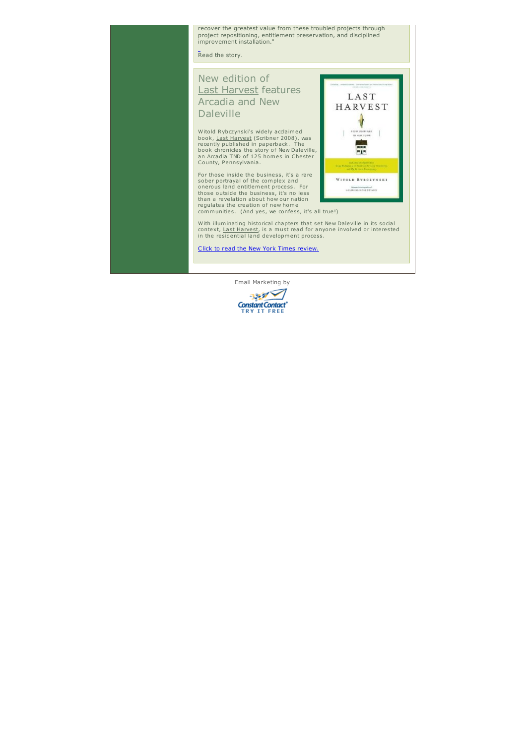recover the greatest value from these troubled projects through project repositioning, entitlement preservation, and disciplined improvement installation."

Read the story.

## New edition of Last Harvest features Arcadia and New Daleville

Witold Rybczynski's widely acclaimed book, Last Harvest (Scribner 2008), was recently published in paperback. The book chronicles the story of New Daleville, an Arcadia TND of 125 homes in Chester County, Pennsylvania.

For those inside the business, it's a rare sober portrayal of the complex and onerous land entitlement process. For those outside the business, it's no less than a revelation about how our nation regulates the creation of new home communities. (And yes, we confess, it's all true!)

With illuminating historical chapters that set New Daleville in its social context, Last Harvest, is a must read for anyone involved or interested in the residential land development process.

Click to read the New York Times review.

Email Marketing by